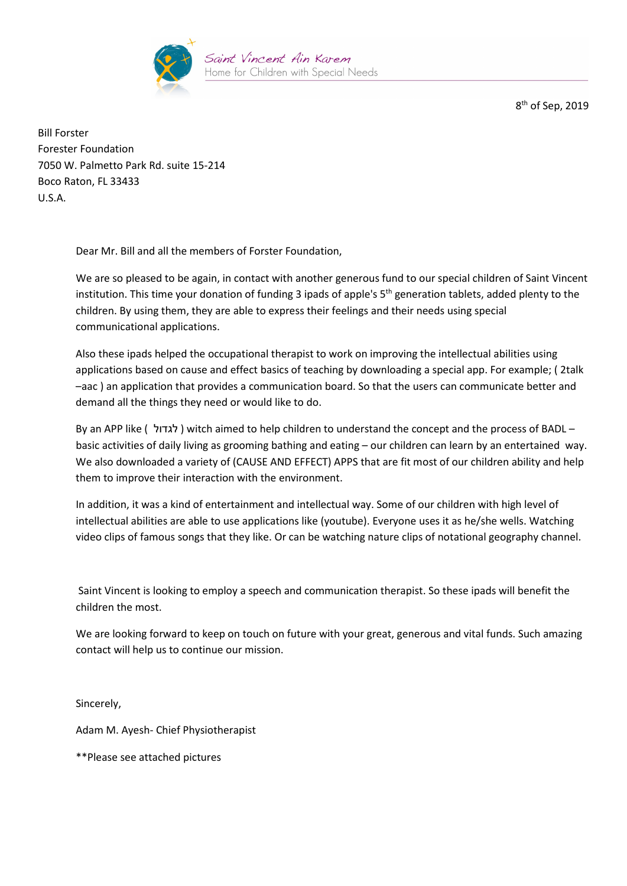Saint Vincent Ain Karem
Home for Children with Special Needs

8th of Sep, 2019

Bill Forster
Forester Foundation
7050 W. Palmetto Park Rd. suite 15-214
Boco Raton, FL 33433
U.S.A.

Dear Mr. Bill and all the members of Forster Foundation,

We are so pleased to be again, in contact with another generous fund to our special children of Saint Vincent institution. This time your donation of funding 3 ipads of apple's 5th generation tablets, added plenty to the children. By using them, they are able to express their feelings and their needs using special communicational applications.

Also these ipads helped the occupational therapist to work on improving the intellectual abilities using applications based on cause and effect basics of teaching by downloading a special app. For example; ( 2talk –aac ) an application that provides a communication board. So that the users can communicate better and demand all the things they need or would like to do.

By an APP like ( לגדול ) witch aimed to help children to understand the concept and the process of BADL – basic activities of daily living as grooming bathing and eating – our children can learn by an entertained way. We also downloaded a variety of (CAUSE AND EFFECT) APPS that are fit most of our children ability and help them to improve their interaction with the environment.

In addition, it was a kind of entertainment and intellectual way. Some of our children with high level of intellectual abilities are able to use applications like (youtube). Everyone uses it as he/she wells. Watching video clips of famous songs that they like. Or can be watching nature clips of notational geography channel.

Saint Vincent is looking to employ a speech and communication therapist. So these ipads will benefit the children the most.

We are looking forward to keep on touch on future with your great, generous and vital funds. Such amazing contact will help us to continue our mission.

Sincerely,

Adam M. Ayesh- Chief Physiotherapist

**Please see attached pictures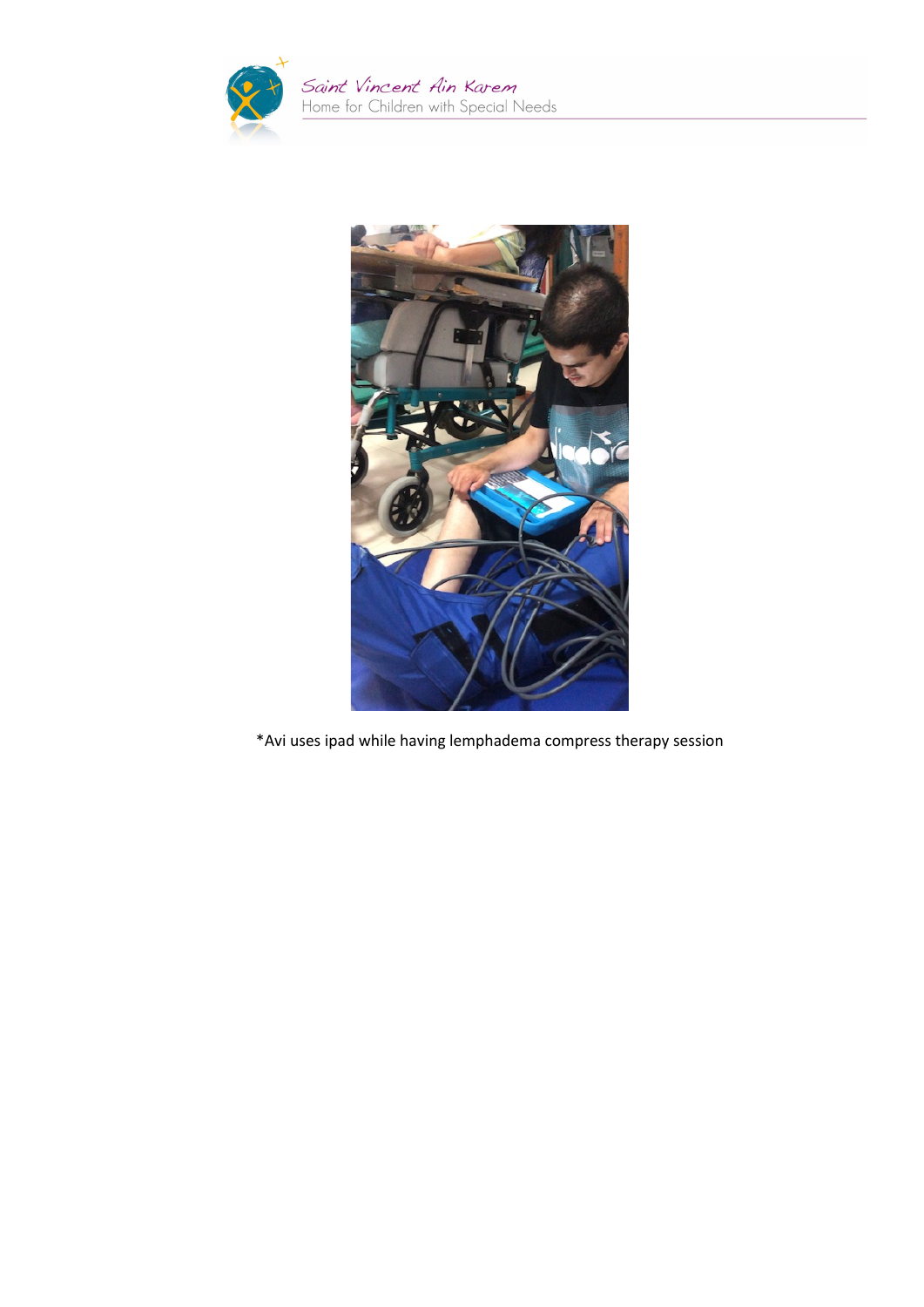*Avi uses ipad while having lemphadema compress therapy session